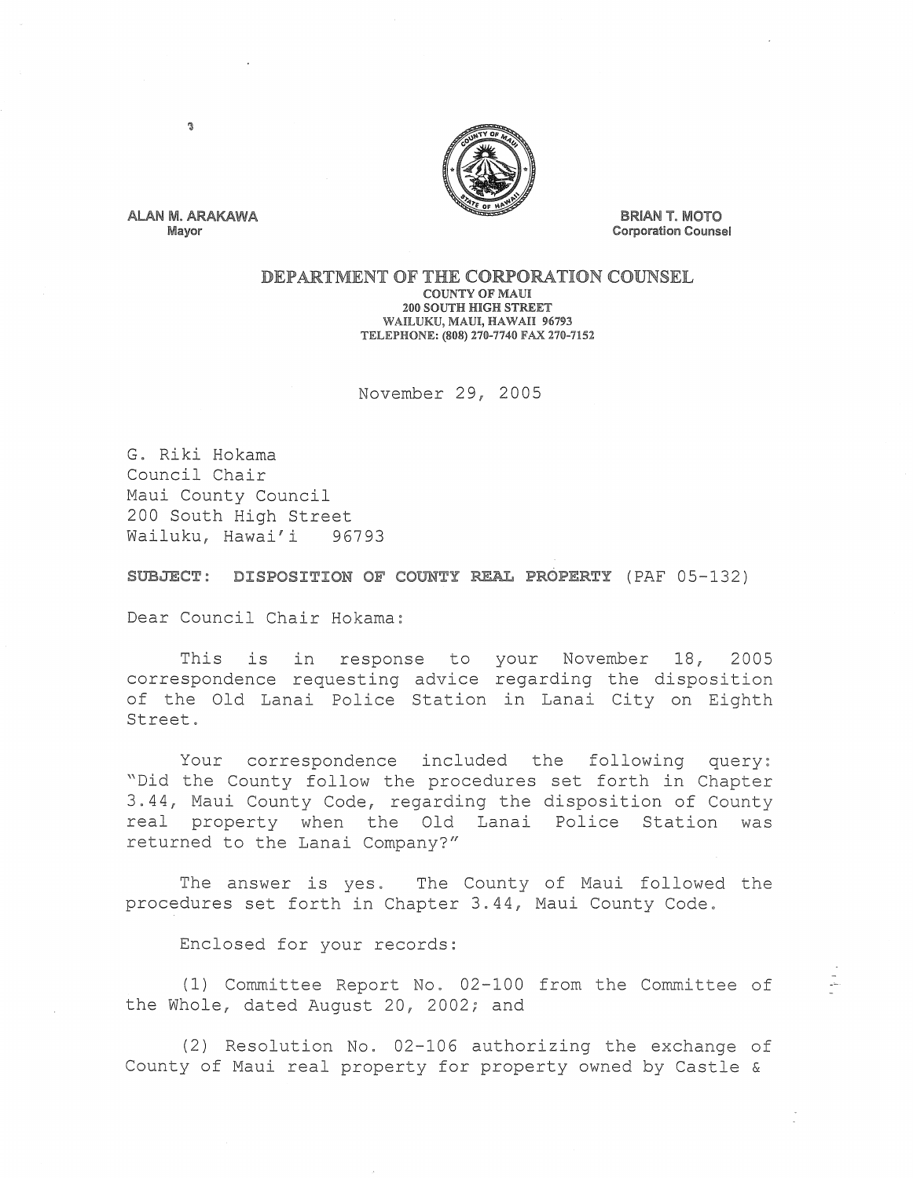ALAN M. ARAKAWA
Mayor

BRIAN T. MOTO
Corporation Counsel

# DEPARTMENT OF THE CORPORATION COUNSEL

COUNTY OF MAUI
200 SOUTH HIGH STREET
WAILUKU, MAUI, HAWAII 96793
TELEPHONE: (808) 270-7740 FAX 270-7152

November 29, 2005

G. Riki Hokama
Council Chair
Maui County Council
200 South High Street
Wailuku, Hawai'i 96793

**SUBJECT: DISPOSITION OF COUNTY REAL PROPERTY** (PAF 05-132)

Dear Council Chair Hokama:

This is in response to your November 18, 2005 correspondence requesting advice regarding the disposition of the Old Lanai Police Station in Lanai City on Eighth Street.

Your correspondence included the following query: "Did the County follow the procedures set forth in Chapter 3.44, Maui County Code, regarding the disposition of County real property when the Old Lanai Police Station was returned to the Lanai Company?"

The answer is yes. The County of Maui followed the procedures set forth in Chapter 3.44, Maui County Code.

Enclosed for your records:

(1) Committee Report No. 02-100 from the Committee of the Whole, dated August 20, 2002; and

(2) Resolution No. 02-106 authorizing the exchange of County of Maui real property for property owned by Castle &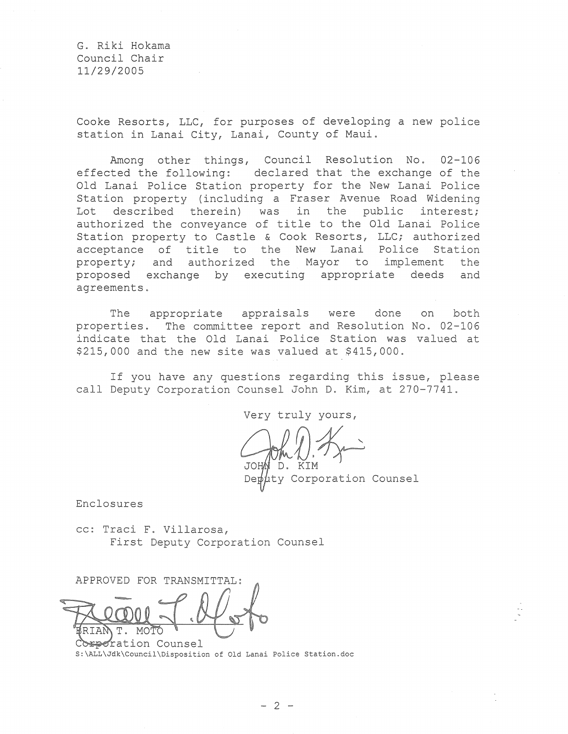G. Riki Hokama
Council Chair
11/29/2005

Cooke Resorts, LLC, for purposes of developing a new police station in Lanai City, Lanai, County of Maui.

Among other things, Council Resolution No. 02-106 effected the following: declared that the exchange of the Old Lanai Police Station property for the New Lanai Police Station property (including a Fraser Avenue Road Widening Lot described therein) was in the public interest; authorized the conveyance of title to the Old Lanai Police Station property to Castle & Cook Resorts, LLC; authorized acceptance of title to the New Lanai Police Station property; and authorized the Mayor to implement the proposed exchange by executing appropriate deeds and agreements.

The appropriate appraisals were done on both properties. The committee report and Resolution No. 02-106 indicate that the Old Lanai Police Station was valued at $215,000 and the new site was valued at $415,000.

If you have any questions regarding this issue, please call Deputy Corporation Counsel John D. Kim, at 270-7741.

Very truly yours,

JOHN D. KIM
Deputy Corporation Counsel

Enclosures

cc: Traci F. Villarosa,
First Deputy Corporation Counsel

APPROVED FOR TRANSMITTAL:

BRIAN T. MOTO
Corporation Counsel

S:\ALL\Jdk\Council\Disposition of Old Lanai Police Station.doc